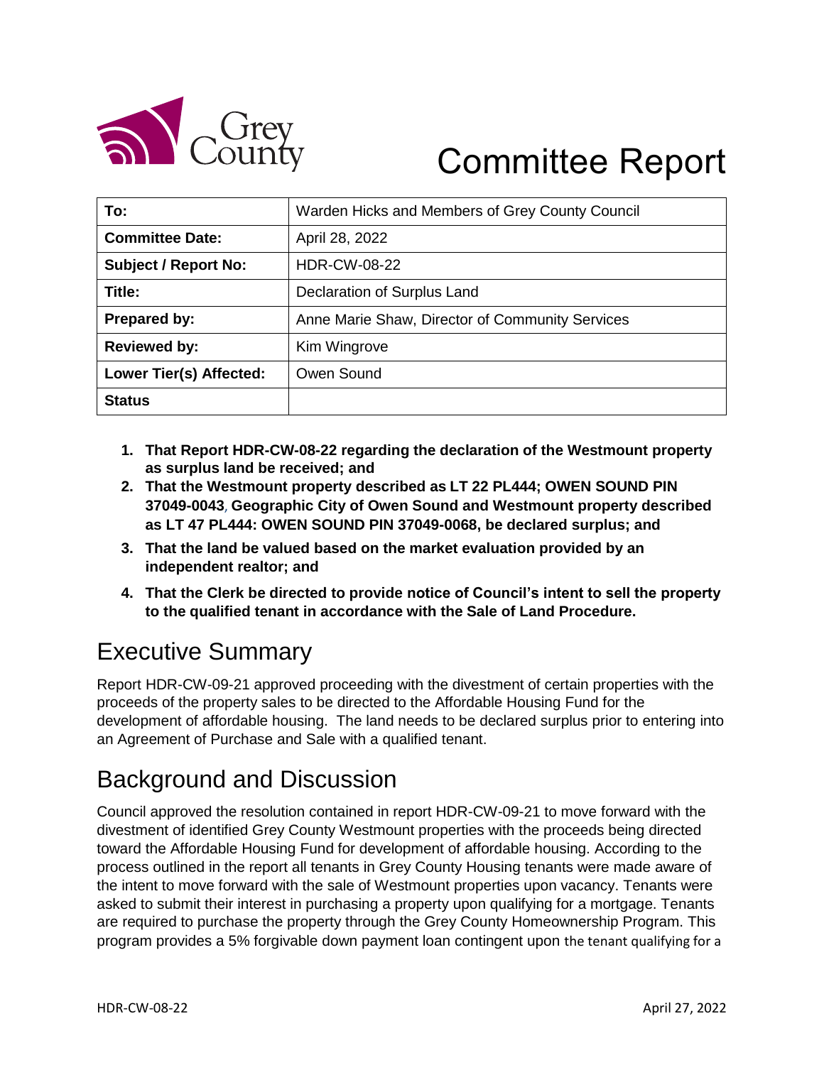# Committee Report

| To: | Warden Hicks and Members of Grey County Council |
|---|---|
| **Committee Date:** | April 28, 2022 |
| **Subject / Report No:** | HDR-CW-08-22 |
| **Title:** | Declaration of Surplus Land |
| **Prepared by:** | Anne Marie Shaw, Director of Community Services |
| **Reviewed by:** | Kim Wingrove |
| **Lower Tier(s) Affected:** | Owen Sound |
| **Status** | |

1. **That Report HDR-CW-08-22 regarding the declaration of the Westmount property as surplus land be received; and**
2. **That the Westmount property described as LT 22 PL444; OWEN SOUND PIN 37049-0043, Geographic City of Owen Sound and Westmount property described as LT 47 PL444: OWEN SOUND PIN 37049-0068, be declared surplus; and**
3. **That the land be valued based on the market evaluation provided by an independent realtor; and**
4. **That the Clerk be directed to provide notice of Council's intent to sell the property to the qualified tenant in accordance with the Sale of Land Procedure.**

## Executive Summary

Report HDR-CW-09-21 approved proceeding with the divestment of certain properties with the proceeds of the property sales to be directed to the Affordable Housing Fund for the development of affordable housing. The land needs to be declared surplus prior to entering into an Agreement of Purchase and Sale with a qualified tenant.

## Background and Discussion

Council approved the resolution contained in report HDR-CW-09-21 to move forward with the divestment of identified Grey County Westmount properties with the proceeds being directed toward the Affordable Housing Fund for development of affordable housing. According to the process outlined in the report all tenants in Grey County Housing tenants were made aware of the intent to move forward with the sale of Westmount properties upon vacancy. Tenants were asked to submit their interest in purchasing a property upon qualifying for a mortgage. Tenants are required to purchase the property through the Grey County Homeownership Program. This program provides a 5% forgivable down payment loan contingent upon the tenant qualifying for a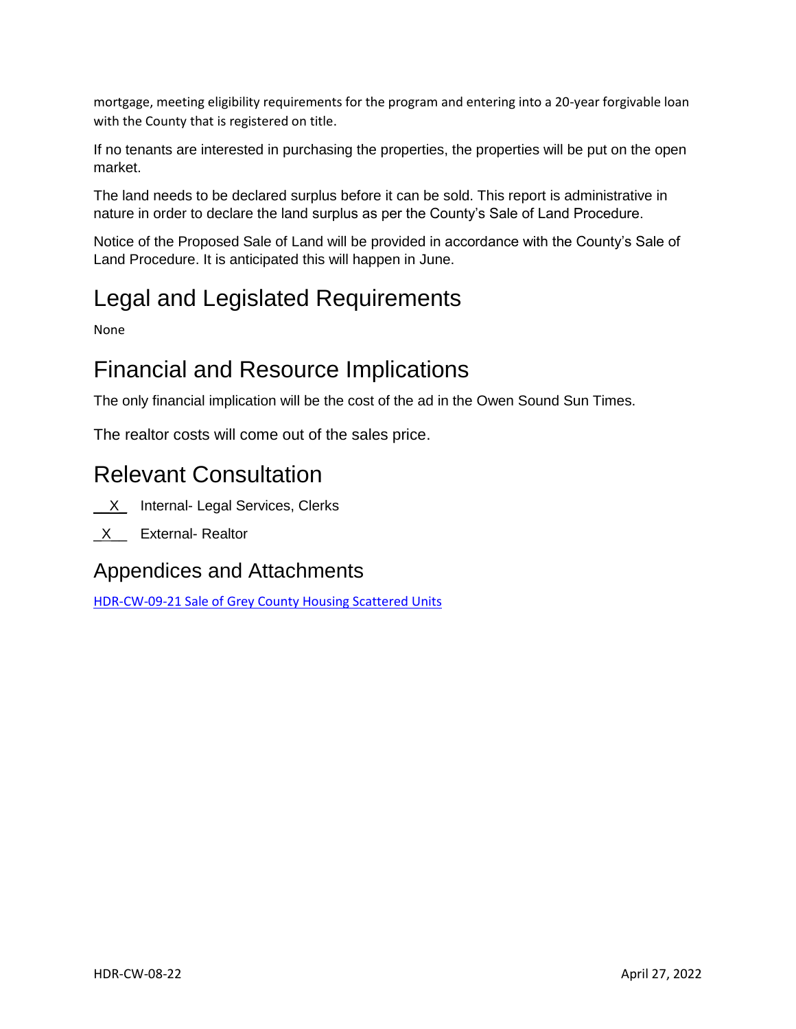mortgage, meeting eligibility requirements for the program and entering into a 20-year forgivable loan with the County that is registered on title.

If no tenants are interested in purchasing the properties, the properties will be put on the open market.

The land needs to be declared surplus before it can be sold. This report is administrative in nature in order to declare the land surplus as per the County's Sale of Land Procedure.

Notice of the Proposed Sale of Land will be provided in accordance with the County's Sale of Land Procedure. It is anticipated this will happen in June.

# Legal and Legislated Requirements

None

# Financial and Resource Implications

The only financial implication will be the cost of the ad in the Owen Sound Sun Times.

The realtor costs will come out of the sales price.

# Relevant Consultation

__X_ Internal- Legal Services, Clerks

_X__ External- Realtor

## Appendices and Attachments

[HDR-CW-09-21 Sale of Grey County Housing Scattered Units]